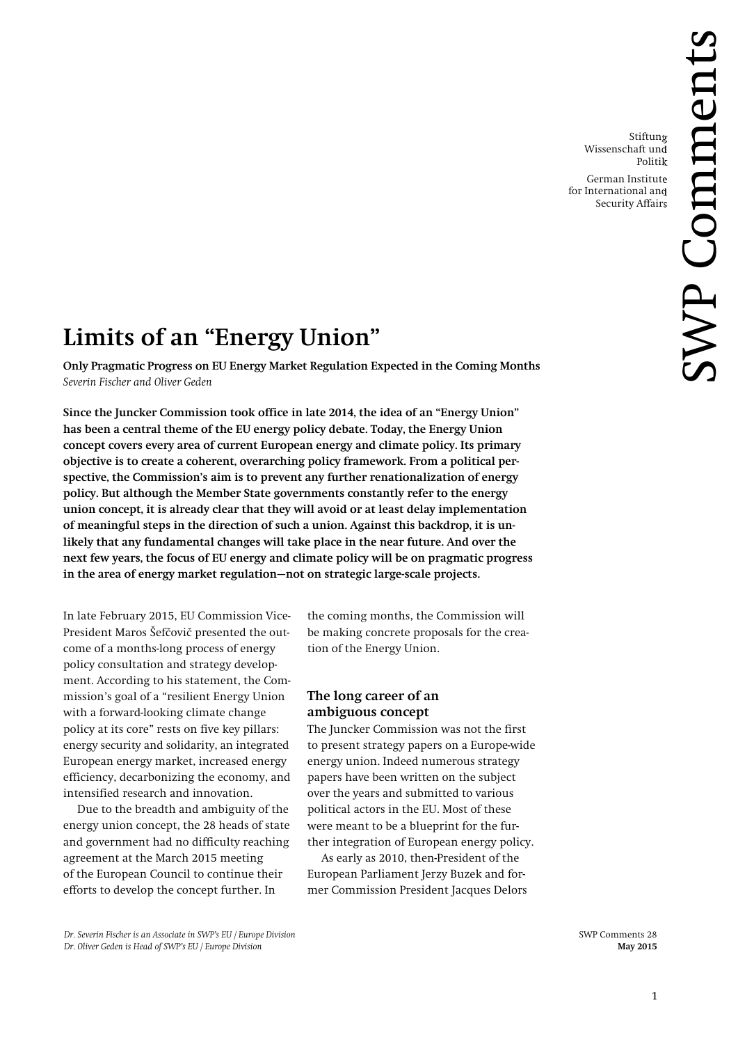Stiftung Wissenschaft und Politik

German Institute for International and Security Affairs

SWP Comments

# Limits of an "Energy Union"

**Only Pragmatic Progress on EU Energy Market Regulation Expected in the Coming Months**
*Severin Fischer and Oliver Geden*

**Since the Juncker Commission took office in late 2014, the idea of an "Energy Union" has been a central theme of the EU energy policy debate. Today, the Energy Union concept covers every area of current European energy and climate policy. Its primary objective is to create a coherent, overarching policy framework. From a political perspective, the Commission's aim is to prevent any further renationalization of energy policy. But although the Member State governments constantly refer to the energy union concept, it is already clear that they will avoid or at least delay implementation of meaningful steps in the direction of such a union. Against this backdrop, it is unlikely that any fundamental changes will take place in the near future. And over the next few years, the focus of EU energy and climate policy will be on pragmatic progress in the area of energy market regulation—not on strategic large-scale projects.**

In late February 2015, EU Commission Vice-President Maros Šefčovič presented the outcome of a months-long process of energy policy consultation and strategy development. According to his statement, the Commission's goal of a "resilient Energy Union with a forward-looking climate change policy at its core" rests on five key pillars: energy security and solidarity, an integrated European energy market, increased energy efficiency, decarbonizing the economy, and intensified research and innovation.

Due to the breadth and ambiguity of the energy union concept, the 28 heads of state and government had no difficulty reaching agreement at the March 2015 meeting of the European Council to continue their efforts to develop the concept further. In the coming months, the Commission will be making concrete proposals for the creation of the Energy Union.

## The long career of an ambiguous concept

The Juncker Commission was not the first to present strategy papers on a Europe-wide energy union. Indeed numerous strategy papers have been written on the subject over the years and submitted to various political actors in the EU. Most of these were meant to be a blueprint for the further integration of European energy policy.

As early as 2010, then-President of the European Parliament Jerzy Buzek and former Commission President Jacques Delors

*Dr. Severin Fischer is an Associate in SWP's EU / Europe Division*
*Dr. Oliver Geden is Head of SWP's EU / Europe Division*

SWP Comments 28
**May 2015**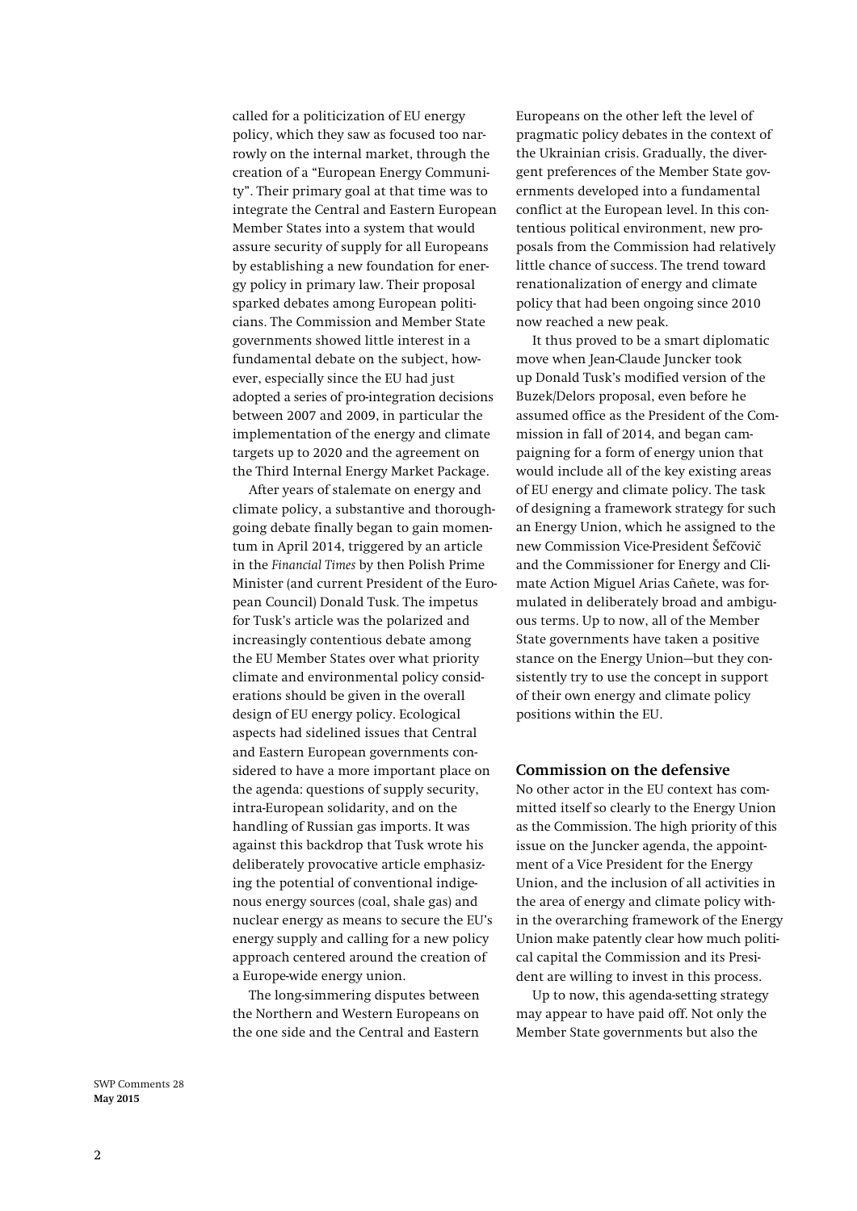called for a politicization of EU energy policy, which they saw as focused too narrowly on the internal market, through the creation of a "European Energy Community". Their primary goal at that time was to integrate the Central and Eastern European Member States into a system that would assure security of supply for all Europeans by establishing a new foundation for energy policy in primary law. Their proposal sparked debates among European politicians. The Commission and Member State governments showed little interest in a fundamental debate on the subject, however, especially since the EU had just adopted a series of pro-integration decisions between 2007 and 2009, in particular the implementation of the energy and climate targets up to 2020 and the agreement on the Third Internal Energy Market Package.

After years of stalemate on energy and climate policy, a substantive and thoroughgoing debate finally began to gain momentum in April 2014, triggered by an article in the *Financial Times* by then Polish Prime Minister (and current President of the European Council) Donald Tusk. The impetus for Tusk's article was the polarized and increasingly contentious debate among the EU Member States over what priority climate and environmental policy considerations should be given in the overall design of EU energy policy. Ecological aspects had sidelined issues that Central and Eastern European governments considered to have a more important place on the agenda: questions of supply security, intra-European solidarity, and on the handling of Russian gas imports. It was against this backdrop that Tusk wrote his deliberately provocative article emphasizing the potential of conventional indigenous energy sources (coal, shale gas) and nuclear energy as means to secure the EU's energy supply and calling for a new policy approach centered around the creation of a Europe-wide energy union.

The long-simmering disputes between the Northern and Western Europeans on the one side and the Central and Eastern Europeans on the other left the level of pragmatic policy debates in the context of the Ukrainian crisis. Gradually, the divergent preferences of the Member State governments developed into a fundamental conflict at the European level. In this contentious political environment, new proposals from the Commission had relatively little chance of success. The trend toward renationalization of energy and climate policy that had been ongoing since 2010 now reached a new peak.

It thus proved to be a smart diplomatic move when Jean-Claude Juncker took up Donald Tusk's modified version of the Buzek/Delors proposal, even before he assumed office as the President of the Commission in fall of 2014, and began campaigning for a form of energy union that would include all of the key existing areas of EU energy and climate policy. The task of designing a framework strategy for such an Energy Union, which he assigned to the new Commission Vice-President Šefčovič and the Commissioner for Energy and Climate Action Miguel Arias Cañete, was formulated in deliberately broad and ambiguous terms. Up to now, all of the Member State governments have taken a positive stance on the Energy Union—but they consistently try to use the concept in support of their own energy and climate policy positions within the EU.

## Commission on the defensive

No other actor in the EU context has committed itself so clearly to the Energy Union as the Commission. The high priority of this issue on the Juncker agenda, the appointment of a Vice President for the Energy Union, and the inclusion of all activities in the area of energy and climate policy within the overarching framework of the Energy Union make patently clear how much political capital the Commission and its President are willing to invest in this process.

Up to now, this agenda-setting strategy may appear to have paid off. Not only the Member State governments but also the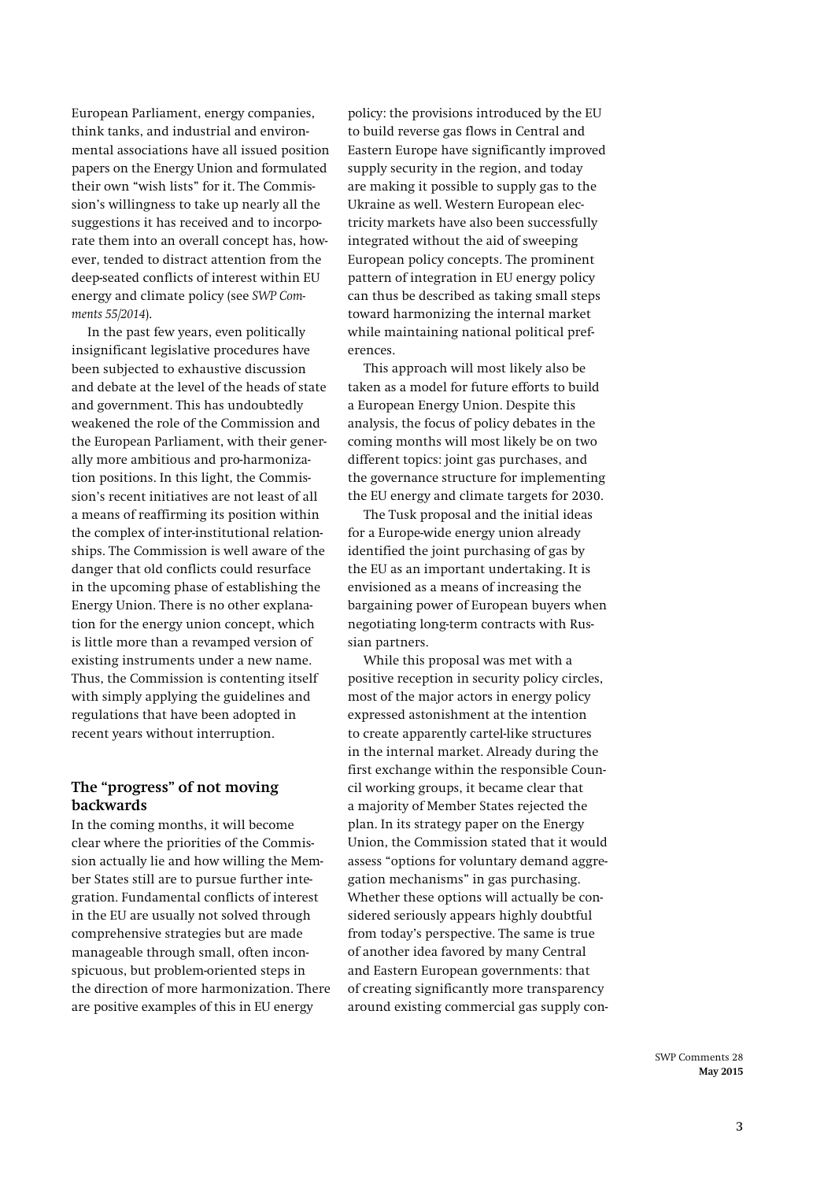European Parliament, energy companies, think tanks, and industrial and environmental associations have all issued position papers on the Energy Union and formulated their own "wish lists" for it. The Commission's willingness to take up nearly all the suggestions it has received and to incorporate them into an overall concept has, however, tended to distract attention from the deep-seated conflicts of interest within EU energy and climate policy (see *SWP Comments 55/2014*).

In the past few years, even politically insignificant legislative procedures have been subjected to exhaustive discussion and debate at the level of the heads of state and government. This has undoubtedly weakened the role of the Commission and the European Parliament, with their generally more ambitious and pro-harmonization positions. In this light, the Commission's recent initiatives are not least of all a means of reaffirming its position within the complex of inter-institutional relationships. The Commission is well aware of the danger that old conflicts could resurface in the upcoming phase of establishing the Energy Union. There is no other explanation for the energy union concept, which is little more than a revamped version of existing instruments under a new name. Thus, the Commission is contenting itself with simply applying the guidelines and regulations that have been adopted in recent years without interruption.

## The "progress" of not moving backwards

In the coming months, it will become clear where the priorities of the Commission actually lie and how willing the Member States still are to pursue further integration. Fundamental conflicts of interest in the EU are usually not solved through comprehensive strategies but are made manageable through small, often inconspicuous, but problem-oriented steps in the direction of more harmonization. There are positive examples of this in EU energy policy: the provisions introduced by the EU to build reverse gas flows in Central and Eastern Europe have significantly improved supply security in the region, and today are making it possible to supply gas to the Ukraine as well. Western European electricity markets have also been successfully integrated without the aid of sweeping European policy concepts. The prominent pattern of integration in EU energy policy can thus be described as taking small steps toward harmonizing the internal market while maintaining national political preferences.

This approach will most likely also be taken as a model for future efforts to build a European Energy Union. Despite this analysis, the focus of policy debates in the coming months will most likely be on two different topics: joint gas purchases, and the governance structure for implementing the EU energy and climate targets for 2030.

The Tusk proposal and the initial ideas for a Europe-wide energy union already identified the joint purchasing of gas by the EU as an important undertaking. It is envisioned as a means of increasing the bargaining power of European buyers when negotiating long-term contracts with Russian partners.

While this proposal was met with a positive reception in security policy circles, most of the major actors in energy policy expressed astonishment at the intention to create apparently cartel-like structures in the internal market. Already during the first exchange within the responsible Council working groups, it became clear that a majority of Member States rejected the plan. In its strategy paper on the Energy Union, the Commission stated that it would assess "options for voluntary demand aggregation mechanisms" in gas purchasing. Whether these options will actually be considered seriously appears highly doubtful from today's perspective. The same is true of another idea favored by many Central and Eastern European governments: that of creating significantly more transparency around existing commercial gas supply con-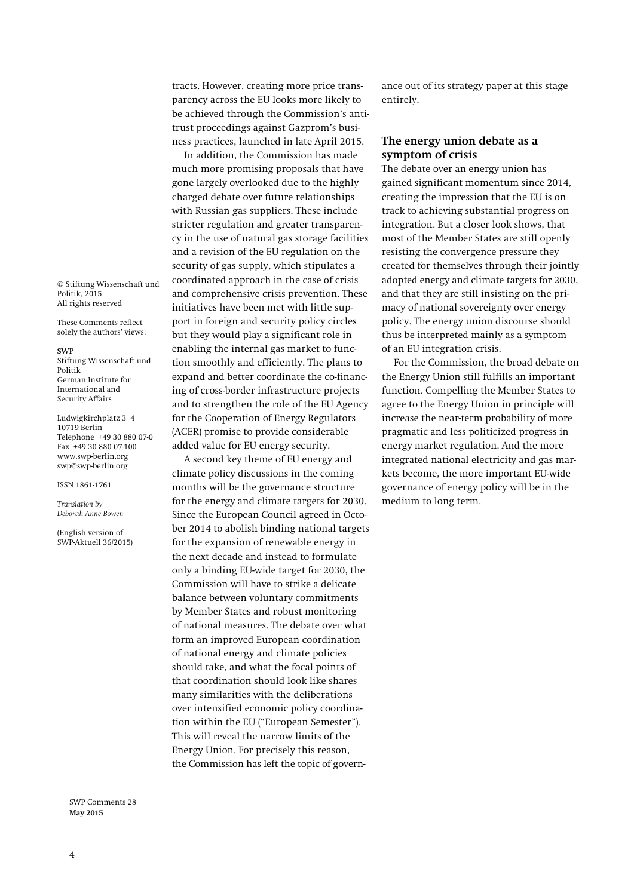tracts. However, creating more price transparency across the EU looks more likely to be achieved through the Commission's antitrust proceedings against Gazprom's business practices, launched in late April 2015.

In addition, the Commission has made much more promising proposals that have gone largely overlooked due to the highly charged debate over future relationships with Russian gas suppliers. These include stricter regulation and greater transparency in the use of natural gas storage facilities and a revision of the EU regulation on the security of gas supply, which stipulates a coordinated approach in the case of crisis and comprehensive crisis prevention. These initiatives have been met with little support in foreign and security policy circles but they would play a significant role in enabling the internal gas market to function smoothly and efficiently. The plans to expand and better coordinate the co-financing of cross-border infrastructure projects and to strengthen the role of the EU Agency for the Cooperation of Energy Regulators (ACER) promise to provide considerable added value for EU energy security.

A second key theme of EU energy and climate policy discussions in the coming months will be the governance structure for the energy and climate targets for 2030. Since the European Council agreed in October 2014 to abolish binding national targets for the expansion of renewable energy in the next decade and instead to formulate only a binding EU-wide target for 2030, the Commission will have to strike a delicate balance between voluntary commitments by Member States and robust monitoring of national measures. The debate over what form an improved European coordination of national energy and climate policies should take, and what the focal points of that coordination should look like shares many similarities with the deliberations over intensified economic policy coordination within the EU ("European Semester"). This will reveal the narrow limits of the Energy Union. For precisely this reason, the Commission has left the topic of governance out of its strategy paper at this stage entirely.

## The energy union debate as a symptom of crisis

The debate over an energy union has gained significant momentum since 2014, creating the impression that the EU is on track to achieving substantial progress on integration. But a closer look shows, that most of the Member States are still openly resisting the convergence pressure they created for themselves through their jointly adopted energy and climate targets for 2030, and that they are still insisting on the primacy of national sovereignty over energy policy. The energy union discourse should thus be interpreted mainly as a symptom of an EU integration crisis.

For the Commission, the broad debate on the Energy Union still fulfills an important function. Compelling the Member States to agree to the Energy Union in principle will increase the near-term probability of more pragmatic and less politicized progress in energy market regulation. And the more integrated national electricity and gas markets become, the more important EU-wide governance of energy policy will be in the medium to long term.

© Stiftung Wissenschaft und Politik, 2015
All rights reserved

These Comments reflect solely the authors' views.

**SWP**
Stiftung Wissenschaft und Politik
German Institute for International and Security Affairs

Ludwigkirchplatz 3−4
10719 Berlin
Telephone +49 30 880 07-0
Fax +49 30 880 07-100
www.swp-berlin.org
swp@swp-berlin.org

ISSN 1861-1761

*Translation by Deborah Anne Bowen*

(English version of SWP-Aktuell 36/2015)